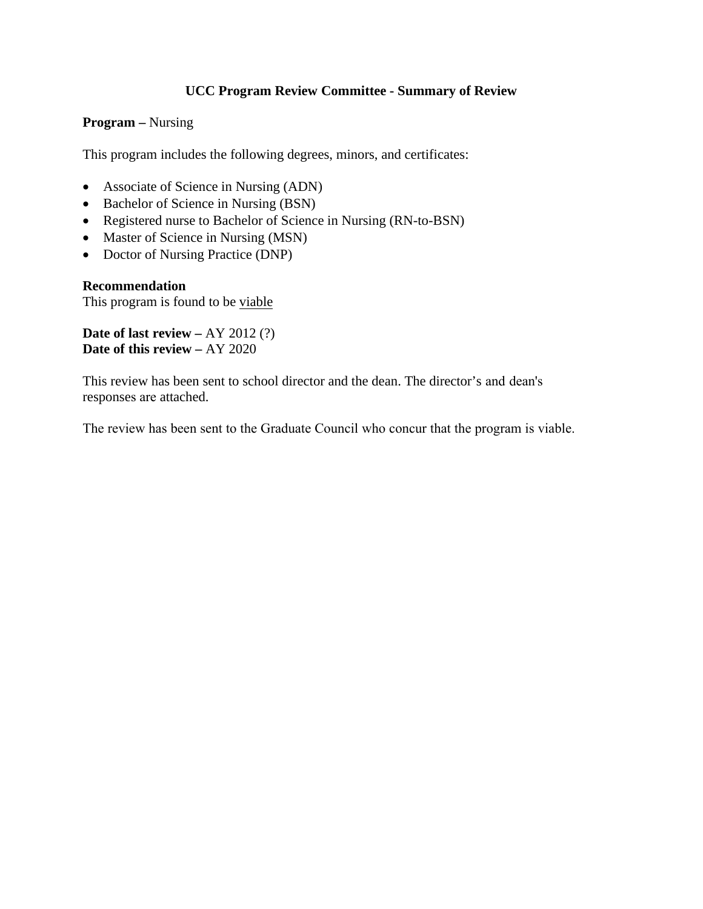# UCC Program Review Committee - Summary of Review

**Program –** Nursing

This program includes the following degrees, minors, and certificates:

- Associate of Science in Nursing (ADN)
- Bachelor of Science in Nursing (BSN)
- Registered nurse to Bachelor of Science in Nursing (RN-to-BSN)
- Master of Science in Nursing (MSN)
- Doctor of Nursing Practice (DNP)

**Recommendation**
This program is found to be <u>viable</u>

**Date of last review –** AY 2012 (?)
**Date of this review –** AY 2020

This review has been sent to school director and the dean. The director's and dean's responses are attached.

The review has been sent to the Graduate Council who concur that the program is viable.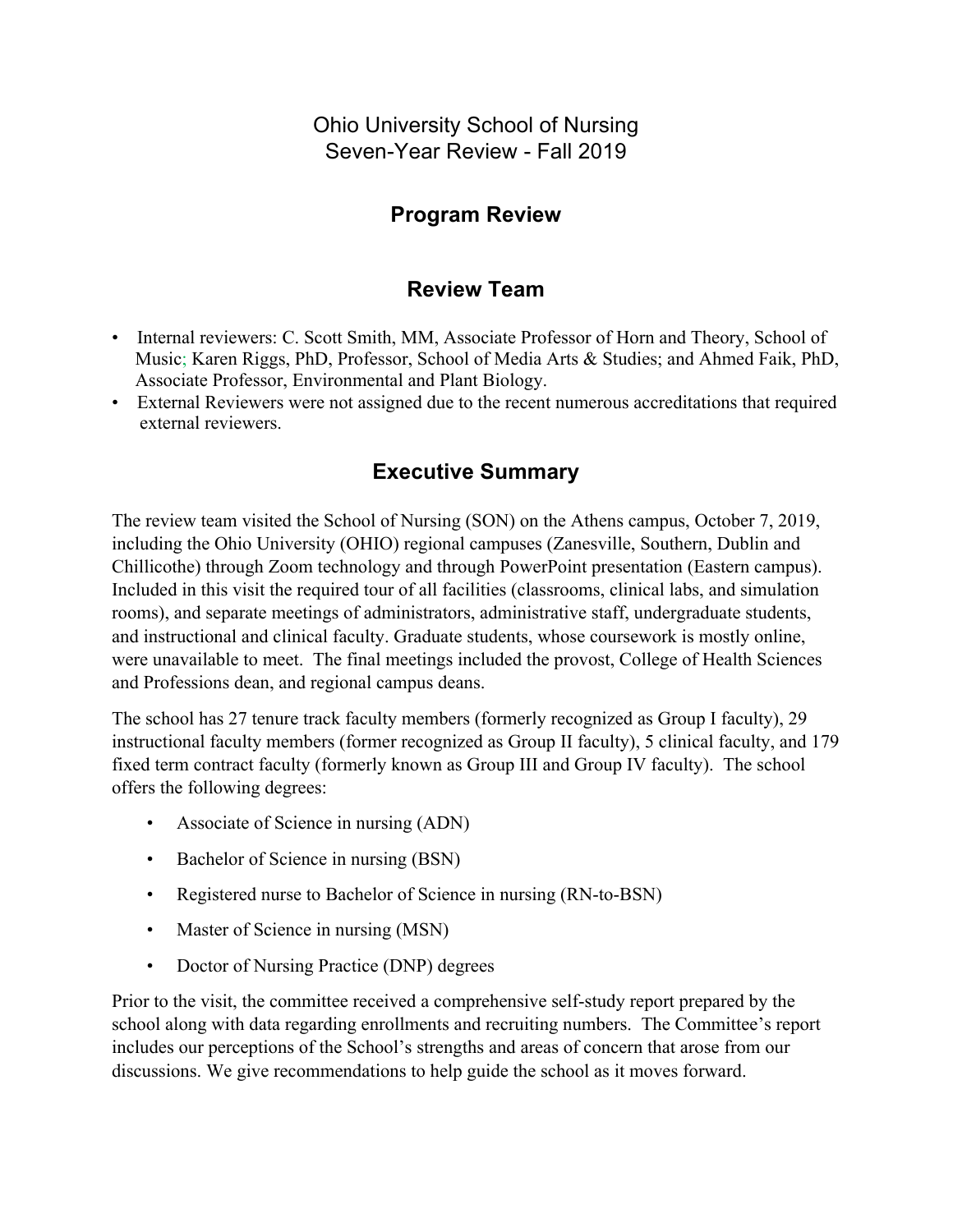Ohio University School of Nursing
Seven-Year Review - Fall 2019

## Program Review

## Review Team

- Internal reviewers: C. Scott Smith, MM, Associate Professor of Horn and Theory, School of Music; Karen Riggs, PhD, Professor, School of Media Arts & Studies; and Ahmed Faik, PhD, Associate Professor, Environmental and Plant Biology.
- External Reviewers were not assigned due to the recent numerous accreditations that required external reviewers.

## Executive Summary

The review team visited the School of Nursing (SON) on the Athens campus, October 7, 2019, including the Ohio University (OHIO) regional campuses (Zanesville, Southern, Dublin and Chillicothe) through Zoom technology and through PowerPoint presentation (Eastern campus). Included in this visit the required tour of all facilities (classrooms, clinical labs, and simulation rooms), and separate meetings of administrators, administrative staff, undergraduate students, and instructional and clinical faculty. Graduate students, whose coursework is mostly online, were unavailable to meet. The final meetings included the provost, College of Health Sciences and Professions dean, and regional campus deans.

The school has 27 tenure track faculty members (formerly recognized as Group I faculty), 29 instructional faculty members (former recognized as Group II faculty), 5 clinical faculty, and 179 fixed term contract faculty (formerly known as Group III and Group IV faculty). The school offers the following degrees:

- Associate of Science in nursing (ADN)
- Bachelor of Science in nursing (BSN)
- Registered nurse to Bachelor of Science in nursing (RN-to-BSN)
- Master of Science in nursing (MSN)
- Doctor of Nursing Practice (DNP) degrees

Prior to the visit, the committee received a comprehensive self-study report prepared by the school along with data regarding enrollments and recruiting numbers. The Committee's report includes our perceptions of the School's strengths and areas of concern that arose from our discussions. We give recommendations to help guide the school as it moves forward.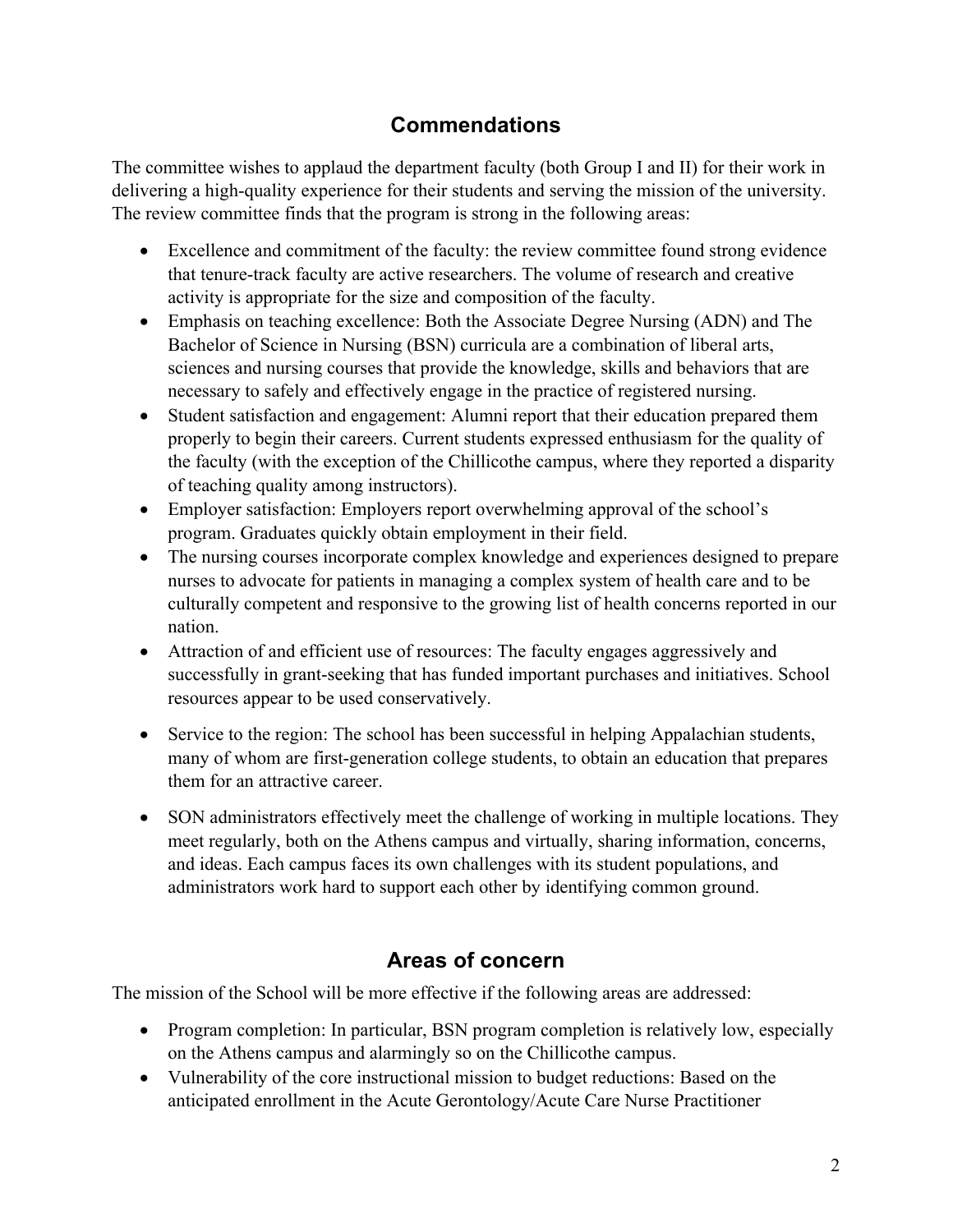## Commendations

The committee wishes to applaud the department faculty (both Group I and II) for their work in delivering a high-quality experience for their students and serving the mission of the university. The review committee finds that the program is strong in the following areas:

- Excellence and commitment of the faculty: the review committee found strong evidence that tenure-track faculty are active researchers. The volume of research and creative activity is appropriate for the size and composition of the faculty.
- Emphasis on teaching excellence: Both the Associate Degree Nursing (ADN) and The Bachelor of Science in Nursing (BSN) curricula are a combination of liberal arts, sciences and nursing courses that provide the knowledge, skills and behaviors that are necessary to safely and effectively engage in the practice of registered nursing.
- Student satisfaction and engagement: Alumni report that their education prepared them properly to begin their careers. Current students expressed enthusiasm for the quality of the faculty (with the exception of the Chillicothe campus, where they reported a disparity of teaching quality among instructors).
- Employer satisfaction: Employers report overwhelming approval of the school's program. Graduates quickly obtain employment in their field.
- The nursing courses incorporate complex knowledge and experiences designed to prepare nurses to advocate for patients in managing a complex system of health care and to be culturally competent and responsive to the growing list of health concerns reported in our nation.
- Attraction of and efficient use of resources: The faculty engages aggressively and successfully in grant-seeking that has funded important purchases and initiatives. School resources appear to be used conservatively.
- Service to the region: The school has been successful in helping Appalachian students, many of whom are first-generation college students, to obtain an education that prepares them for an attractive career.
- SON administrators effectively meet the challenge of working in multiple locations. They meet regularly, both on the Athens campus and virtually, sharing information, concerns, and ideas. Each campus faces its own challenges with its student populations, and administrators work hard to support each other by identifying common ground.

## Areas of concern

The mission of the School will be more effective if the following areas are addressed:

- Program completion: In particular, BSN program completion is relatively low, especially on the Athens campus and alarmingly so on the Chillicothe campus.
- Vulnerability of the core instructional mission to budget reductions: Based on the anticipated enrollment in the Acute Gerontology/Acute Care Nurse Practitioner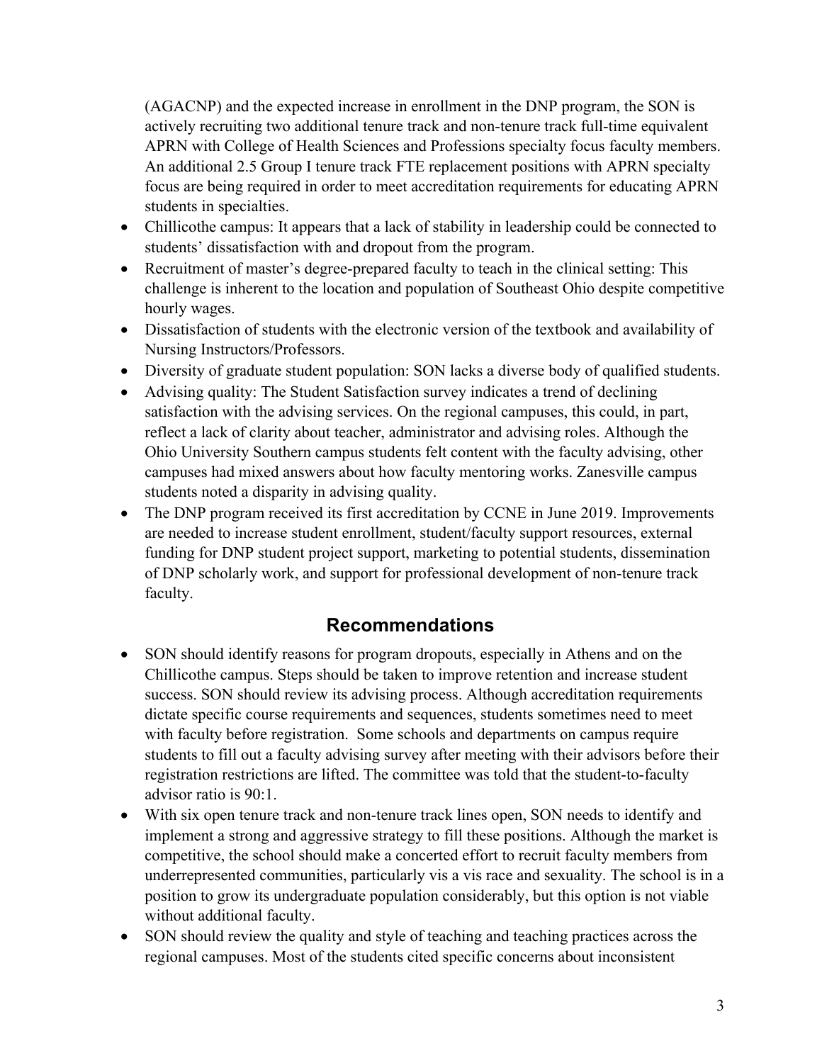(AGACNP) and the expected increase in enrollment in the DNP program, the SON is actively recruiting two additional tenure track and non-tenure track full-time equivalent APRN with College of Health Sciences and Professions specialty focus faculty members. An additional 2.5 Group I tenure track FTE replacement positions with APRN specialty focus are being required in order to meet accreditation requirements for educating APRN students in specialties.

- Chillicothe campus: It appears that a lack of stability in leadership could be connected to students' dissatisfaction with and dropout from the program.
- Recruitment of master's degree-prepared faculty to teach in the clinical setting: This challenge is inherent to the location and population of Southeast Ohio despite competitive hourly wages.
- Dissatisfaction of students with the electronic version of the textbook and availability of Nursing Instructors/Professors.
- Diversity of graduate student population: SON lacks a diverse body of qualified students.
- Advising quality: The Student Satisfaction survey indicates a trend of declining satisfaction with the advising services. On the regional campuses, this could, in part, reflect a lack of clarity about teacher, administrator and advising roles. Although the Ohio University Southern campus students felt content with the faculty advising, other campuses had mixed answers about how faculty mentoring works. Zanesville campus students noted a disparity in advising quality.
- The DNP program received its first accreditation by CCNE in June 2019. Improvements are needed to increase student enrollment, student/faculty support resources, external funding for DNP student project support, marketing to potential students, dissemination of DNP scholarly work, and support for professional development of non-tenure track faculty.

## Recommendations

- SON should identify reasons for program dropouts, especially in Athens and on the Chillicothe campus. Steps should be taken to improve retention and increase student success. SON should review its advising process. Although accreditation requirements dictate specific course requirements and sequences, students sometimes need to meet with faculty before registration. Some schools and departments on campus require students to fill out a faculty advising survey after meeting with their advisors before their registration restrictions are lifted. The committee was told that the student-to-faculty advisor ratio is 90:1.
- With six open tenure track and non-tenure track lines open, SON needs to identify and implement a strong and aggressive strategy to fill these positions. Although the market is competitive, the school should make a concerted effort to recruit faculty members from underrepresented communities, particularly vis a vis race and sexuality. The school is in a position to grow its undergraduate population considerably, but this option is not viable without additional faculty.
- SON should review the quality and style of teaching and teaching practices across the regional campuses. Most of the students cited specific concerns about inconsistent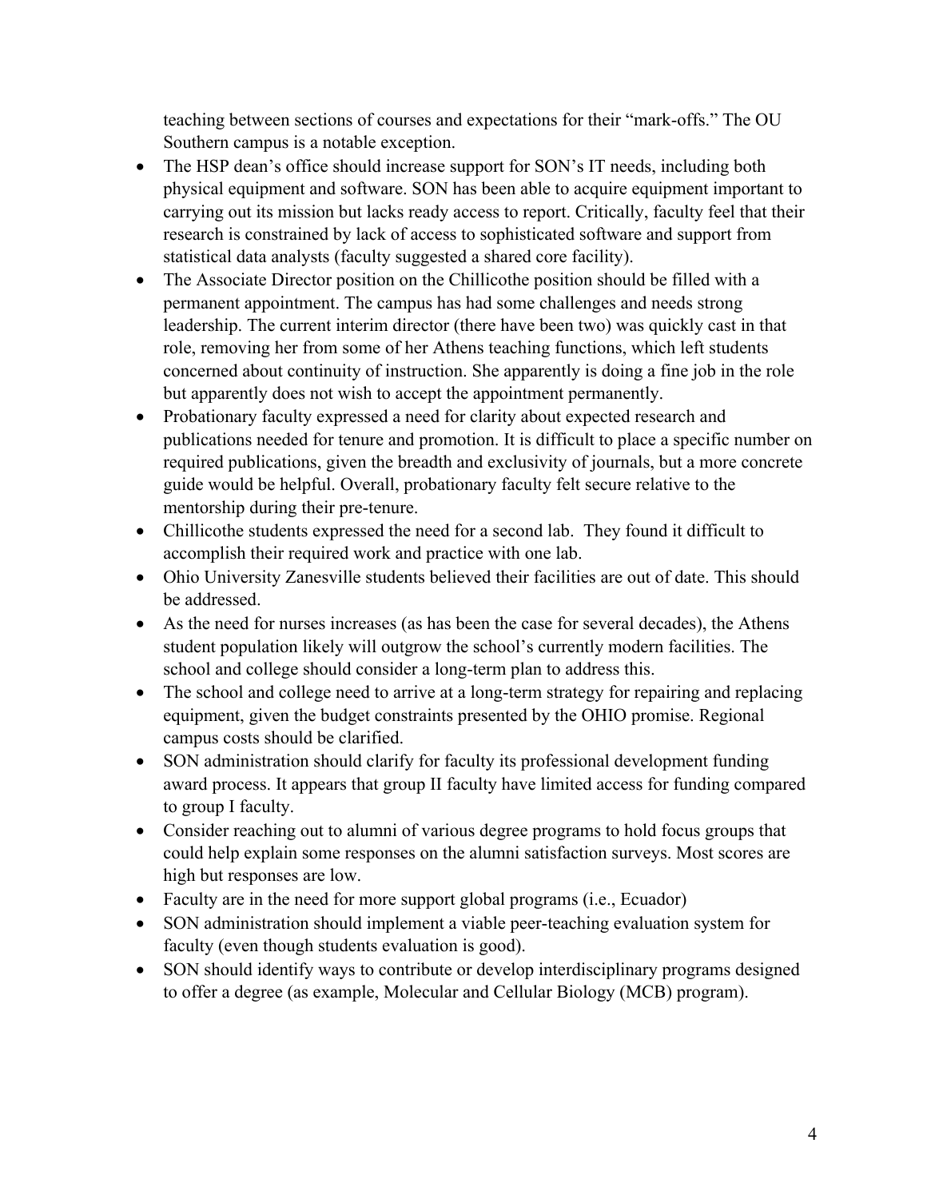teaching between sections of courses and expectations for their "mark-offs." The OU Southern campus is a notable exception.

- The HSP dean's office should increase support for SON's IT needs, including both physical equipment and software. SON has been able to acquire equipment important to carrying out its mission but lacks ready access to report. Critically, faculty feel that their research is constrained by lack of access to sophisticated software and support from statistical data analysts (faculty suggested a shared core facility).
- The Associate Director position on the Chillicothe position should be filled with a permanent appointment. The campus has had some challenges and needs strong leadership. The current interim director (there have been two) was quickly cast in that role, removing her from some of her Athens teaching functions, which left students concerned about continuity of instruction. She apparently is doing a fine job in the role but apparently does not wish to accept the appointment permanently.
- Probationary faculty expressed a need for clarity about expected research and publications needed for tenure and promotion. It is difficult to place a specific number on required publications, given the breadth and exclusivity of journals, but a more concrete guide would be helpful. Overall, probationary faculty felt secure relative to the mentorship during their pre-tenure.
- Chillicothe students expressed the need for a second lab. They found it difficult to accomplish their required work and practice with one lab.
- Ohio University Zanesville students believed their facilities are out of date. This should be addressed.
- As the need for nurses increases (as has been the case for several decades), the Athens student population likely will outgrow the school's currently modern facilities. The school and college should consider a long-term plan to address this.
- The school and college need to arrive at a long-term strategy for repairing and replacing equipment, given the budget constraints presented by the OHIO promise. Regional campus costs should be clarified.
- SON administration should clarify for faculty its professional development funding award process. It appears that group II faculty have limited access for funding compared to group I faculty.
- Consider reaching out to alumni of various degree programs to hold focus groups that could help explain some responses on the alumni satisfaction surveys. Most scores are high but responses are low.
- Faculty are in the need for more support global programs (i.e., Ecuador)
- SON administration should implement a viable peer-teaching evaluation system for faculty (even though students evaluation is good).
- SON should identify ways to contribute or develop interdisciplinary programs designed to offer a degree (as example, Molecular and Cellular Biology (MCB) program).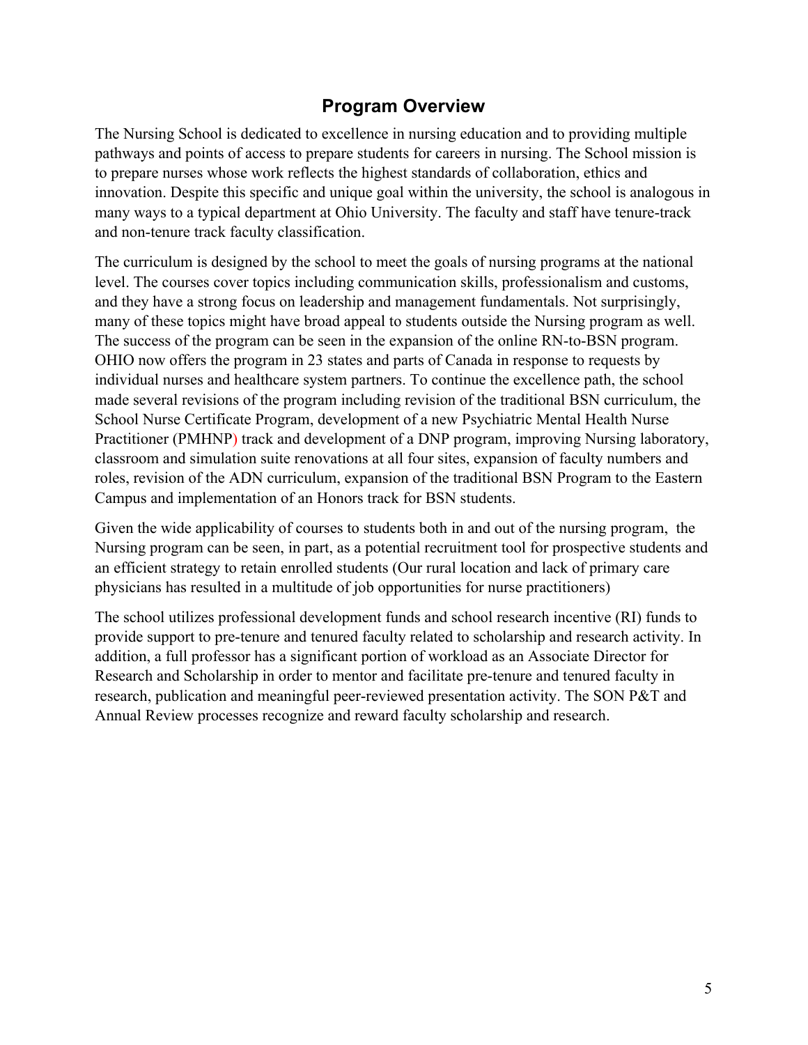## Program Overview

The Nursing School is dedicated to excellence in nursing education and to providing multiple pathways and points of access to prepare students for careers in nursing. The School mission is to prepare nurses whose work reflects the highest standards of collaboration, ethics and innovation. Despite this specific and unique goal within the university, the school is analogous in many ways to a typical department at Ohio University. The faculty and staff have tenure-track and non-tenure track faculty classification.

The curriculum is designed by the school to meet the goals of nursing programs at the national level. The courses cover topics including communication skills, professionalism and customs, and they have a strong focus on leadership and management fundamentals. Not surprisingly, many of these topics might have broad appeal to students outside the Nursing program as well. The success of the program can be seen in the expansion of the online RN-to-BSN program. OHIO now offers the program in 23 states and parts of Canada in response to requests by individual nurses and healthcare system partners. To continue the excellence path, the school made several revisions of the program including revision of the traditional BSN curriculum, the School Nurse Certificate Program, development of a new Psychiatric Mental Health Nurse Practitioner (PMHNP) track and development of a DNP program, improving Nursing laboratory, classroom and simulation suite renovations at all four sites, expansion of faculty numbers and roles, revision of the ADN curriculum, expansion of the traditional BSN Program to the Eastern Campus and implementation of an Honors track for BSN students.

Given the wide applicability of courses to students both in and out of the nursing program, the Nursing program can be seen, in part, as a potential recruitment tool for prospective students and an efficient strategy to retain enrolled students (Our rural location and lack of primary care physicians has resulted in a multitude of job opportunities for nurse practitioners)

The school utilizes professional development funds and school research incentive (RI) funds to provide support to pre-tenure and tenured faculty related to scholarship and research activity. In addition, a full professor has a significant portion of workload as an Associate Director for Research and Scholarship in order to mentor and facilitate pre-tenure and tenured faculty in research, publication and meaningful peer-reviewed presentation activity. The SON P&T and Annual Review processes recognize and reward faculty scholarship and research.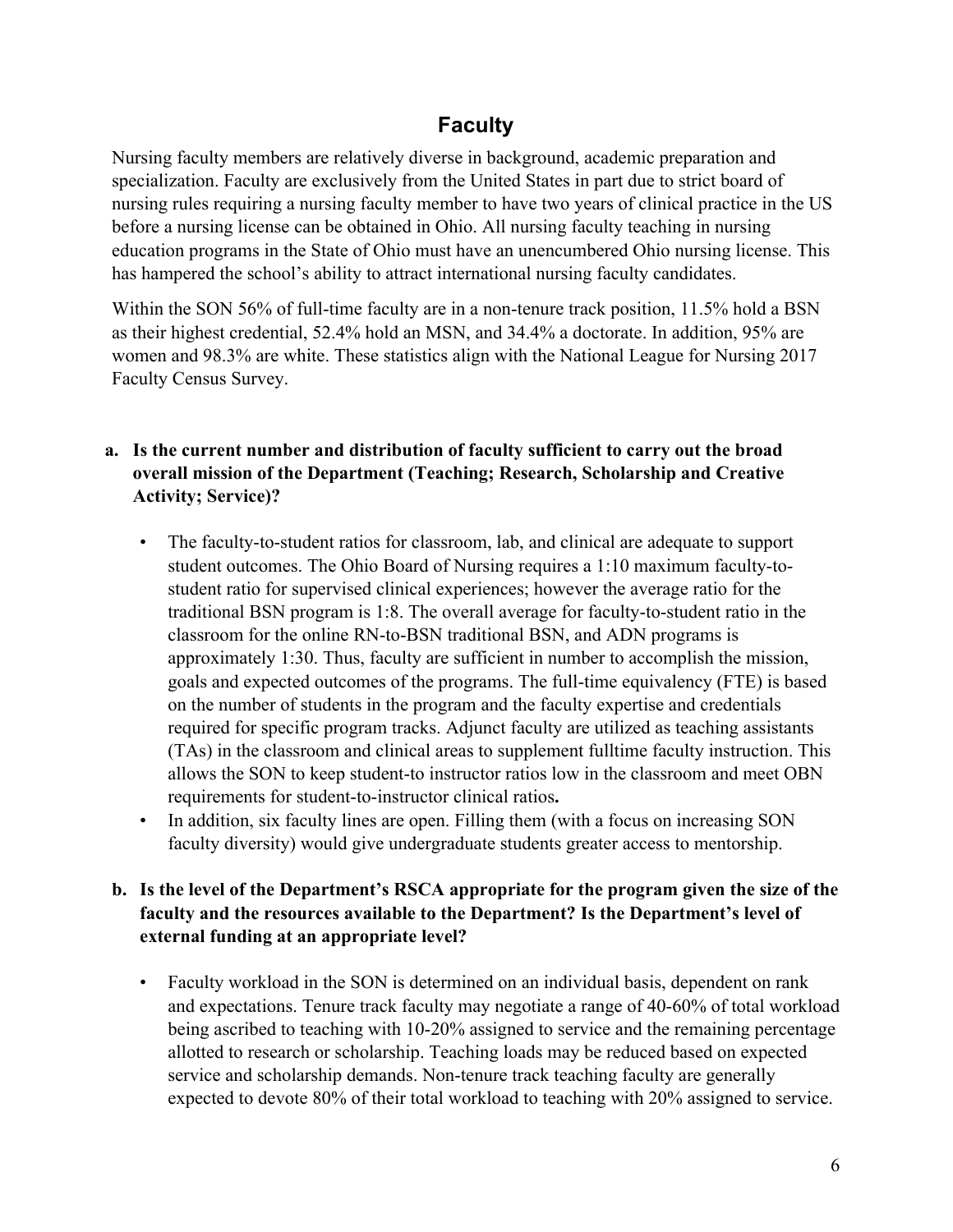## Faculty

Nursing faculty members are relatively diverse in background, academic preparation and specialization. Faculty are exclusively from the United States in part due to strict board of nursing rules requiring a nursing faculty member to have two years of clinical practice in the US before a nursing license can be obtained in Ohio. All nursing faculty teaching in nursing education programs in the State of Ohio must have an unencumbered Ohio nursing license. This has hampered the school's ability to attract international nursing faculty candidates.

Within the SON 56% of full-time faculty are in a non-tenure track position, 11.5% hold a BSN as their highest credential, 52.4% hold an MSN, and 34.4% a doctorate. In addition, 95% are women and 98.3% are white. These statistics align with the National League for Nursing 2017 Faculty Census Survey.

**a. Is the current number and distribution of faculty sufficient to carry out the broad overall mission of the Department (Teaching; Research, Scholarship and Creative Activity; Service)?**

- The faculty-to-student ratios for classroom, lab, and clinical are adequate to support student outcomes. The Ohio Board of Nursing requires a 1:10 maximum faculty-to-student ratio for supervised clinical experiences; however the average ratio for the traditional BSN program is 1:8. The overall average for faculty-to-student ratio in the classroom for the online RN-to-BSN traditional BSN, and ADN programs is approximately 1:30. Thus, faculty are sufficient in number to accomplish the mission, goals and expected outcomes of the programs. The full-time equivalency (FTE) is based on the number of students in the program and the faculty expertise and credentials required for specific program tracks. Adjunct faculty are utilized as teaching assistants (TAs) in the classroom and clinical areas to supplement fulltime faculty instruction. This allows the SON to keep student-to instructor ratios low in the classroom and meet OBN requirements for student-to-instructor clinical ratios**.**
- In addition, six faculty lines are open. Filling them (with a focus on increasing SON faculty diversity) would give undergraduate students greater access to mentorship.

**b. Is the level of the Department's RSCA appropriate for the program given the size of the faculty and the resources available to the Department? Is the Department's level of external funding at an appropriate level?**

- Faculty workload in the SON is determined on an individual basis, dependent on rank and expectations. Tenure track faculty may negotiate a range of 40-60% of total workload being ascribed to teaching with 10-20% assigned to service and the remaining percentage allotted to research or scholarship. Teaching loads may be reduced based on expected service and scholarship demands. Non-tenure track teaching faculty are generally expected to devote 80% of their total workload to teaching with 20% assigned to service.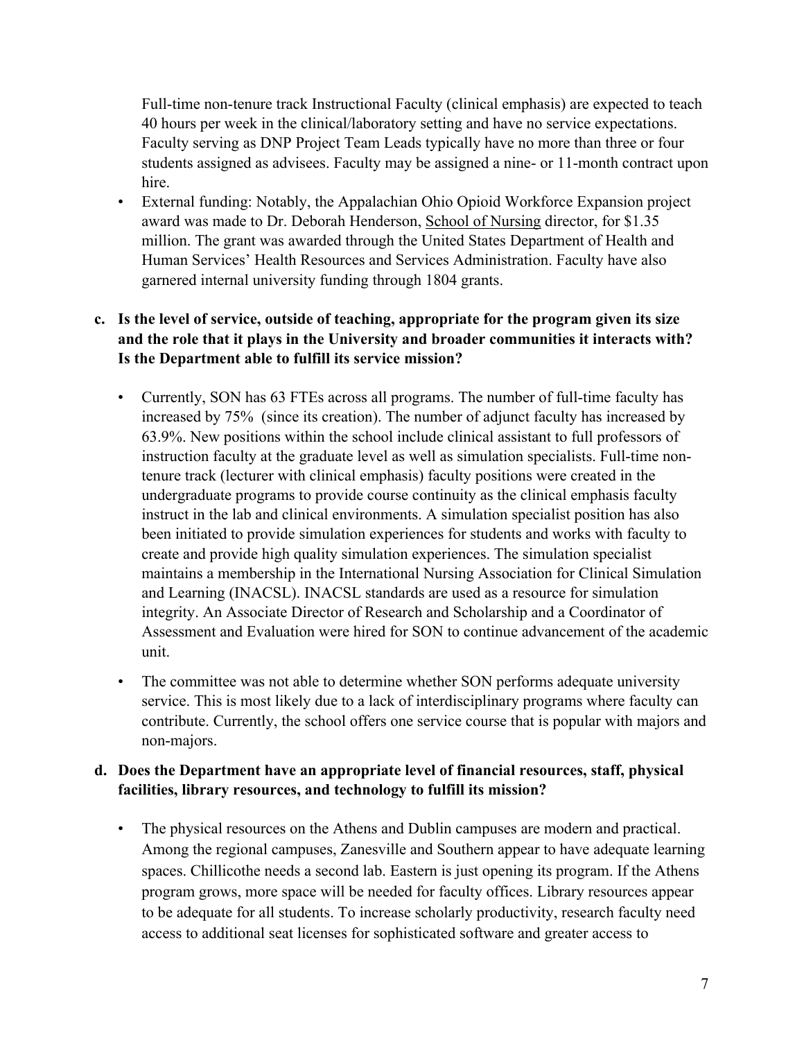Full-time non-tenure track Instructional Faculty (clinical emphasis) are expected to teach 40 hours per week in the clinical/laboratory setting and have no service expectations. Faculty serving as DNP Project Team Leads typically have no more than three or four students assigned as advisees. Faculty may be assigned a nine- or 11-month contract upon hire.

- External funding: Notably, the Appalachian Ohio Opioid Workforce Expansion project award was made to Dr. Deborah Henderson, School of Nursing director, for $1.35 million. The grant was awarded through the United States Department of Health and Human Services' Health Resources and Services Administration. Faculty have also garnered internal university funding through 1804 grants.

**c. Is the level of service, outside of teaching, appropriate for the program given its size and the role that it plays in the University and broader communities it interacts with? Is the Department able to fulfill its service mission?**

- Currently, SON has 63 FTEs across all programs. The number of full-time faculty has increased by 75% (since its creation). The number of adjunct faculty has increased by 63.9%. New positions within the school include clinical assistant to full professors of instruction faculty at the graduate level as well as simulation specialists. Full-time non-tenure track (lecturer with clinical emphasis) faculty positions were created in the undergraduate programs to provide course continuity as the clinical emphasis faculty instruct in the lab and clinical environments. A simulation specialist position has also been initiated to provide simulation experiences for students and works with faculty to create and provide high quality simulation experiences. The simulation specialist maintains a membership in the International Nursing Association for Clinical Simulation and Learning (INACSL). INACSL standards are used as a resource for simulation integrity. An Associate Director of Research and Scholarship and a Coordinator of Assessment and Evaluation were hired for SON to continue advancement of the academic unit.
- The committee was not able to determine whether SON performs adequate university service. This is most likely due to a lack of interdisciplinary programs where faculty can contribute. Currently, the school offers one service course that is popular with majors and non-majors.

**d. Does the Department have an appropriate level of financial resources, staff, physical facilities, library resources, and technology to fulfill its mission?**

- The physical resources on the Athens and Dublin campuses are modern and practical. Among the regional campuses, Zanesville and Southern appear to have adequate learning spaces. Chillicothe needs a second lab. Eastern is just opening its program. If the Athens program grows, more space will be needed for faculty offices. Library resources appear to be adequate for all students. To increase scholarly productivity, research faculty need access to additional seat licenses for sophisticated software and greater access to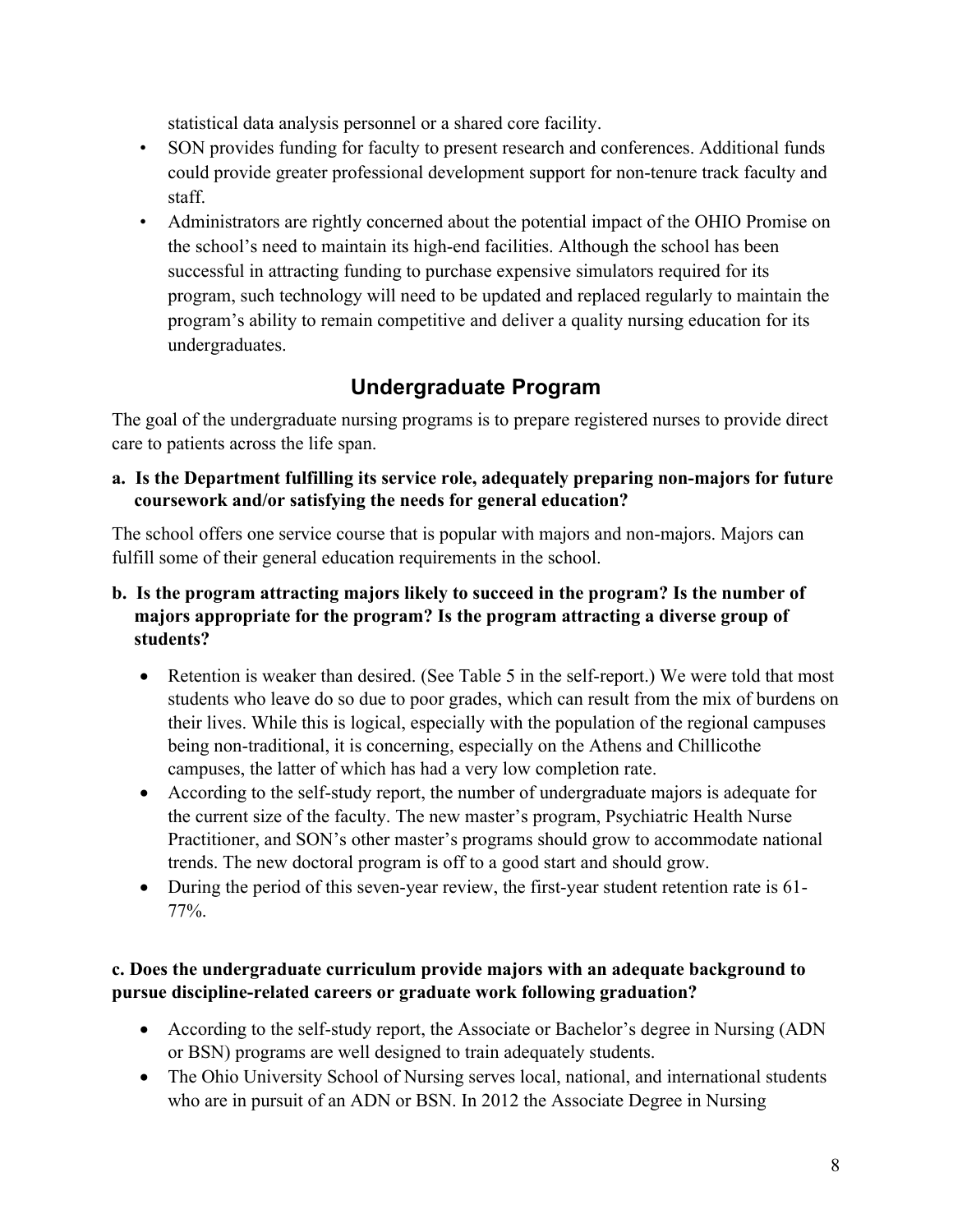statistical data analysis personnel or a shared core facility.

- SON provides funding for faculty to present research and conferences. Additional funds could provide greater professional development support for non-tenure track faculty and staff.
- Administrators are rightly concerned about the potential impact of the OHIO Promise on the school's need to maintain its high-end facilities. Although the school has been successful in attracting funding to purchase expensive simulators required for its program, such technology will need to be updated and replaced regularly to maintain the program's ability to remain competitive and deliver a quality nursing education for its undergraduates.

## Undergraduate Program

The goal of the undergraduate nursing programs is to prepare registered nurses to provide direct care to patients across the life span.

**a. Is the Department fulfilling its service role, adequately preparing non-majors for future coursework and/or satisfying the needs for general education?**

The school offers one service course that is popular with majors and non-majors. Majors can fulfill some of their general education requirements in the school.

**b. Is the program attracting majors likely to succeed in the program? Is the number of majors appropriate for the program? Is the program attracting a diverse group of students?**

- Retention is weaker than desired. (See Table 5 in the self-report.) We were told that most students who leave do so due to poor grades, which can result from the mix of burdens on their lives. While this is logical, especially with the population of the regional campuses being non-traditional, it is concerning, especially on the Athens and Chillicothe campuses, the latter of which has had a very low completion rate.
- According to the self-study report, the number of undergraduate majors is adequate for the current size of the faculty. The new master's program, Psychiatric Health Nurse Practitioner, and SON's other master's programs should grow to accommodate national trends. The new doctoral program is off to a good start and should grow.
- During the period of this seven-year review, the first-year student retention rate is 61-77%.

**c. Does the undergraduate curriculum provide majors with an adequate background to pursue discipline-related careers or graduate work following graduation?**

- According to the self-study report, the Associate or Bachelor's degree in Nursing (ADN or BSN) programs are well designed to train adequately students.
- The Ohio University School of Nursing serves local, national, and international students who are in pursuit of an ADN or BSN. In 2012 the Associate Degree in Nursing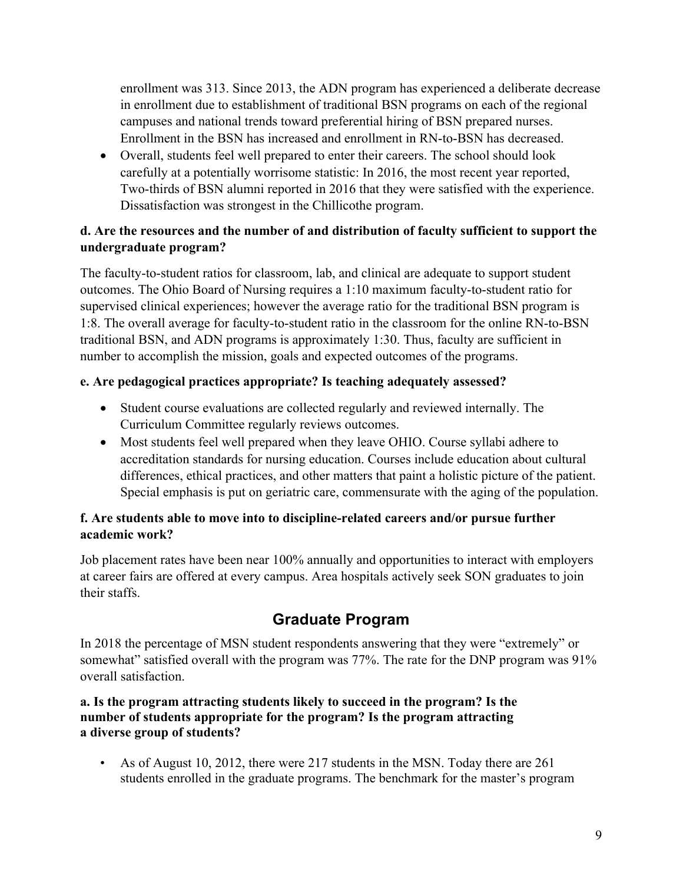enrollment was 313. Since 2013, the ADN program has experienced a deliberate decrease in enrollment due to establishment of traditional BSN programs on each of the regional campuses and national trends toward preferential hiring of BSN prepared nurses. Enrollment in the BSN has increased and enrollment in RN-to-BSN has decreased.

- Overall, students feel well prepared to enter their careers. The school should look carefully at a potentially worrisome statistic: In 2016, the most recent year reported, Two-thirds of BSN alumni reported in 2016 that they were satisfied with the experience. Dissatisfaction was strongest in the Chillicothe program.

**d. Are the resources and the number of and distribution of faculty sufficient to support the undergraduate program?**

The faculty-to-student ratios for classroom, lab, and clinical are adequate to support student outcomes. The Ohio Board of Nursing requires a 1:10 maximum faculty-to-student ratio for supervised clinical experiences; however the average ratio for the traditional BSN program is 1:8. The overall average for faculty-to-student ratio in the classroom for the online RN-to-BSN traditional BSN, and ADN programs is approximately 1:30. Thus, faculty are sufficient in number to accomplish the mission, goals and expected outcomes of the programs.

**e. Are pedagogical practices appropriate? Is teaching adequately assessed?**

- Student course evaluations are collected regularly and reviewed internally. The Curriculum Committee regularly reviews outcomes.
- Most students feel well prepared when they leave OHIO. Course syllabi adhere to accreditation standards for nursing education. Courses include education about cultural differences, ethical practices, and other matters that paint a holistic picture of the patient. Special emphasis is put on geriatric care, commensurate with the aging of the population.

**f. Are students able to move into to discipline-related careers and/or pursue further academic work?**

Job placement rates have been near 100% annually and opportunities to interact with employers at career fairs are offered at every campus. Area hospitals actively seek SON graduates to join their staffs.

## Graduate Program

In 2018 the percentage of MSN student respondents answering that they were "extremely" or somewhat" satisfied overall with the program was 77%. The rate for the DNP program was 91% overall satisfaction.

**a. Is the program attracting students likely to succeed in the program? Is the number of students appropriate for the program? Is the program attracting a diverse group of students?**

- As of August 10, 2012, there were 217 students in the MSN. Today there are 261 students enrolled in the graduate programs. The benchmark for the master's program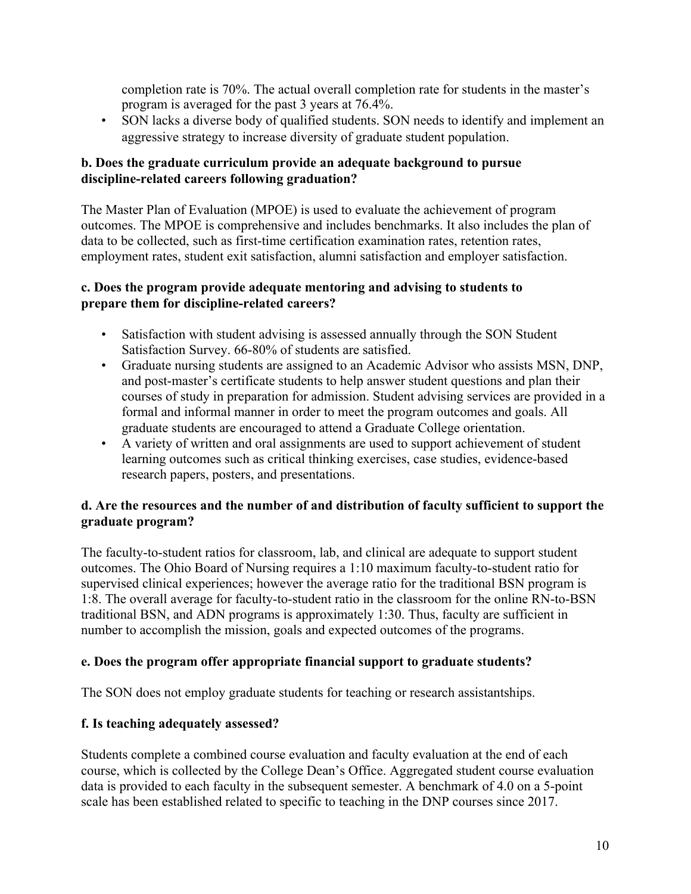completion rate is 70%. The actual overall completion rate for students in the master's program is averaged for the past 3 years at 76.4%.

- SON lacks a diverse body of qualified students. SON needs to identify and implement an aggressive strategy to increase diversity of graduate student population.

**b. Does the graduate curriculum provide an adequate background to pursue discipline-related careers following graduation?**

The Master Plan of Evaluation (MPOE) is used to evaluate the achievement of program outcomes. The MPOE is comprehensive and includes benchmarks. It also includes the plan of data to be collected, such as first-time certification examination rates, retention rates, employment rates, student exit satisfaction, alumni satisfaction and employer satisfaction.

**c. Does the program provide adequate mentoring and advising to students to prepare them for discipline-related careers?**

- Satisfaction with student advising is assessed annually through the SON Student Satisfaction Survey. 66-80% of students are satisfied.
- Graduate nursing students are assigned to an Academic Advisor who assists MSN, DNP, and post-master's certificate students to help answer student questions and plan their courses of study in preparation for admission. Student advising services are provided in a formal and informal manner in order to meet the program outcomes and goals. All graduate students are encouraged to attend a Graduate College orientation.
- A variety of written and oral assignments are used to support achievement of student learning outcomes such as critical thinking exercises, case studies, evidence-based research papers, posters, and presentations.

**d. Are the resources and the number of and distribution of faculty sufficient to support the graduate program?**

The faculty-to-student ratios for classroom, lab, and clinical are adequate to support student outcomes. The Ohio Board of Nursing requires a 1:10 maximum faculty-to-student ratio for supervised clinical experiences; however the average ratio for the traditional BSN program is 1:8. The overall average for faculty-to-student ratio in the classroom for the online RN-to-BSN traditional BSN, and ADN programs is approximately 1:30. Thus, faculty are sufficient in number to accomplish the mission, goals and expected outcomes of the programs.

**e. Does the program offer appropriate financial support to graduate students?**

The SON does not employ graduate students for teaching or research assistantships.

**f. Is teaching adequately assessed?**

Students complete a combined course evaluation and faculty evaluation at the end of each course, which is collected by the College Dean's Office. Aggregated student course evaluation data is provided to each faculty in the subsequent semester. A benchmark of 4.0 on a 5-point scale has been established related to specific to teaching in the DNP courses since 2017.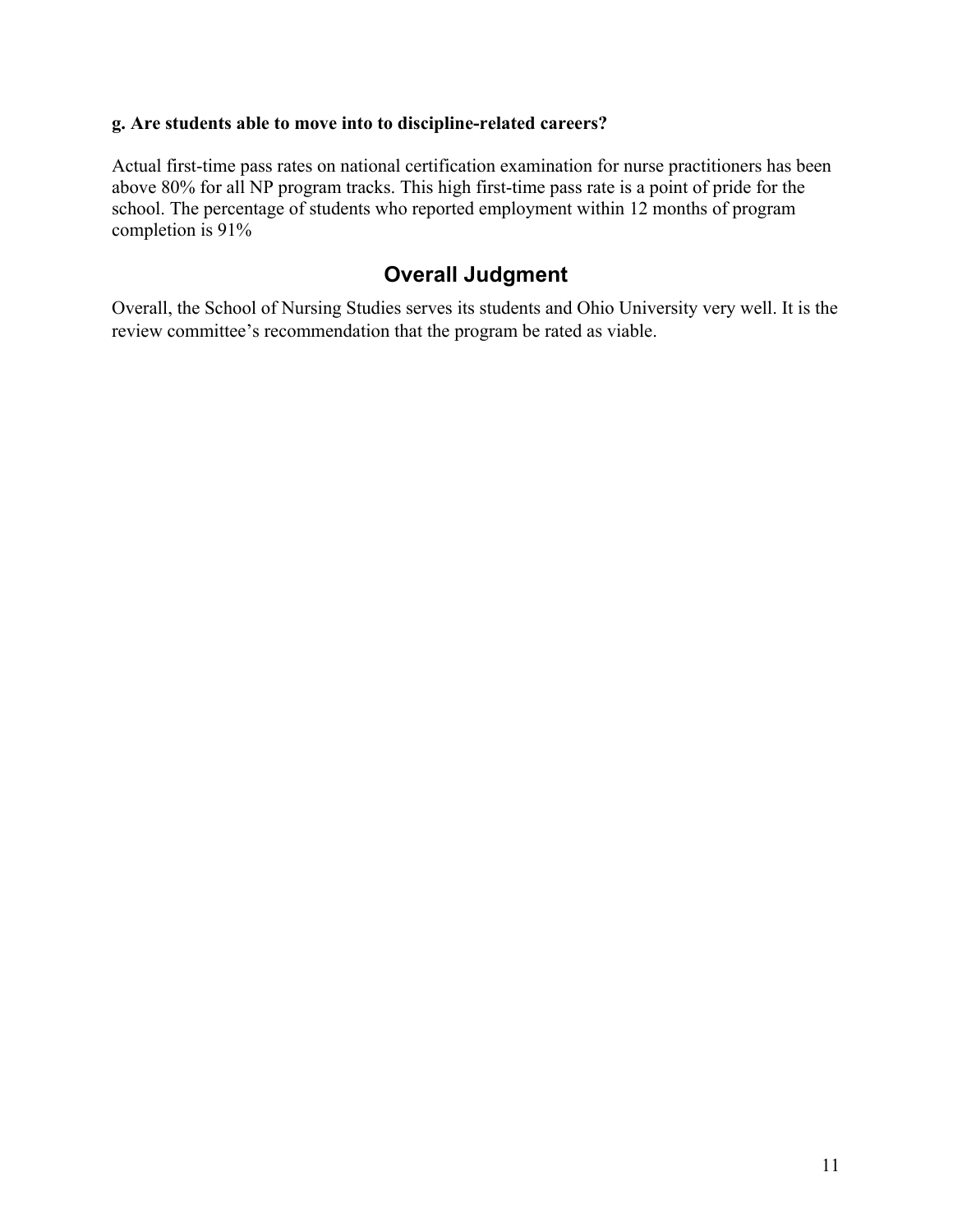**g. Are students able to move into to discipline-related careers?**

Actual first-time pass rates on national certification examination for nurse practitioners has been above 80% for all NP program tracks. This high first-time pass rate is a point of pride for the school. The percentage of students who reported employment within 12 months of program completion is 91%

## Overall Judgment

Overall, the School of Nursing Studies serves its students and Ohio University very well. It is the review committee's recommendation that the program be rated as viable.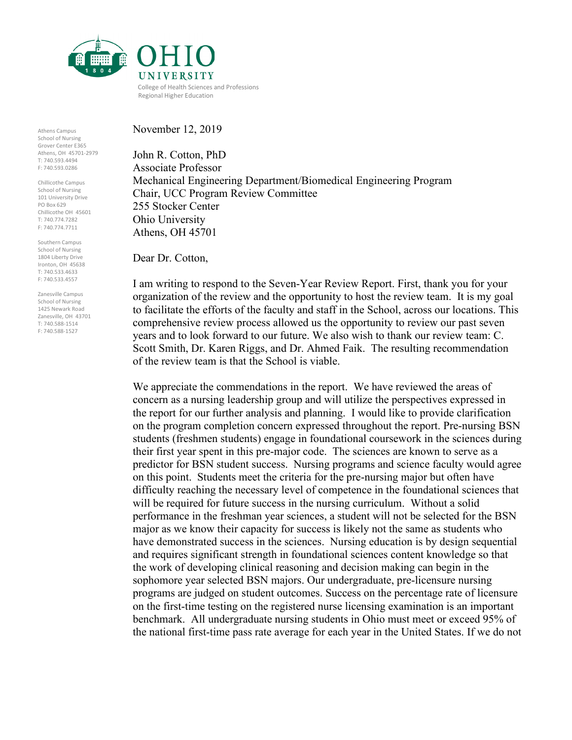**OHIO UNIVERSITY**

College of Health Sciences and Professions
Regional Higher Education

Athens Campus
School of Nursing
Grover Center E365
Athens, OH 45701-2979
T: 740.593.4494
F: 740.593.0286

Chillicothe Campus
School of Nursing
101 University Drive
PO Box 629
Chillicothe OH 45601
T: 740.774.7282
F: 740.774.7711

Southern Campus
School of Nursing
1804 Liberty Drive
Ironton, OH 45638
T: 740.533.4633
F: 740.533.4557

Zanesville Campus
School of Nursing
1425 Newark Road
Zanesville, OH 43701
T: 740.588-1514
F: 740.588-1527

November 12, 2019

John R. Cotton, PhD
Associate Professor
Mechanical Engineering Department/Biomedical Engineering Program
Chair, UCC Program Review Committee
255 Stocker Center
Ohio University
Athens, OH 45701

Dear Dr. Cotton,

I am writing to respond to the Seven-Year Review Report. First, thank you for your organization of the review and the opportunity to host the review team. It is my goal to facilitate the efforts of the faculty and staff in the School, across our locations. This comprehensive review process allowed us the opportunity to review our past seven years and to look forward to our future. We also wish to thank our review team: C. Scott Smith, Dr. Karen Riggs, and Dr. Ahmed Faik. The resulting recommendation of the review team is that the School is viable.

We appreciate the commendations in the report. We have reviewed the areas of concern as a nursing leadership group and will utilize the perspectives expressed in the report for our further analysis and planning. I would like to provide clarification on the program completion concern expressed throughout the report. Pre-nursing BSN students (freshmen students) engage in foundational coursework in the sciences during their first year spent in this pre-major code. The sciences are known to serve as a predictor for BSN student success. Nursing programs and science faculty would agree on this point. Students meet the criteria for the pre-nursing major but often have difficulty reaching the necessary level of competence in the foundational sciences that will be required for future success in the nursing curriculum. Without a solid performance in the freshman year sciences, a student will not be selected for the BSN major as we know their capacity for success is likely not the same as students who have demonstrated success in the sciences. Nursing education is by design sequential and requires significant strength in foundational sciences content knowledge so that the work of developing clinical reasoning and decision making can begin in the sophomore year selected BSN majors. Our undergraduate, pre-licensure nursing programs are judged on student outcomes. Success on the percentage rate of licensure on the first-time testing on the registered nurse licensing examination is an important benchmark. All undergraduate nursing students in Ohio must meet or exceed 95% of the national first-time pass rate average for each year in the United States. If we do not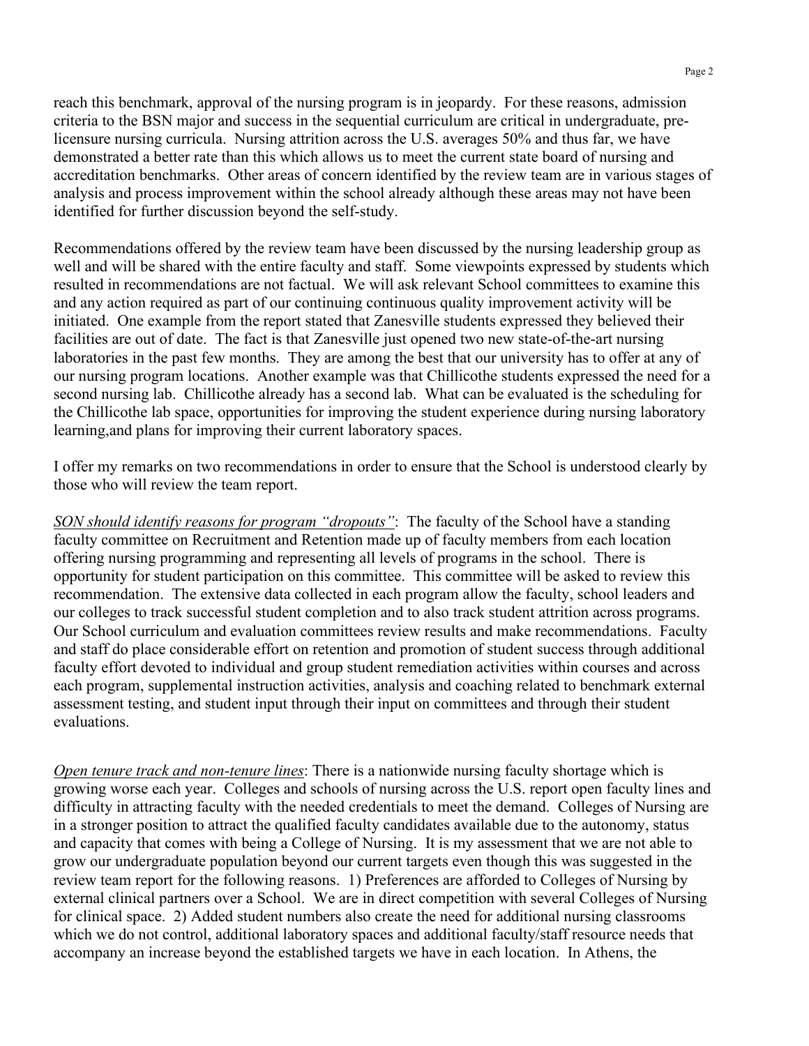reach this benchmark, approval of the nursing program is in jeopardy. For these reasons, admission criteria to the BSN major and success in the sequential curriculum are critical in undergraduate, pre-licensure nursing curricula. Nursing attrition across the U.S. averages 50% and thus far, we have demonstrated a better rate than this which allows us to meet the current state board of nursing and accreditation benchmarks. Other areas of concern identified by the review team are in various stages of analysis and process improvement within the school already although these areas may not have been identified for further discussion beyond the self-study.

Recommendations offered by the review team have been discussed by the nursing leadership group as well and will be shared with the entire faculty and staff. Some viewpoints expressed by students which resulted in recommendations are not factual. We will ask relevant School committees to examine this and any action required as part of our continuing continuous quality improvement activity will be initiated. One example from the report stated that Zanesville students expressed they believed their facilities are out of date. The fact is that Zanesville just opened two new state-of-the-art nursing laboratories in the past few months. They are among the best that our university has to offer at any of our nursing program locations. Another example was that Chillicothe students expressed the need for a second nursing lab. Chillicothe already has a second lab. What can be evaluated is the scheduling for the Chillicothe lab space, opportunities for improving the student experience during nursing laboratory learning,and plans for improving their current laboratory spaces.

I offer my remarks on two recommendations in order to ensure that the School is understood clearly by those who will review the team report.

*SON should identify reasons for program "dropouts"*: The faculty of the School have a standing faculty committee on Recruitment and Retention made up of faculty members from each location offering nursing programming and representing all levels of programs in the school. There is opportunity for student participation on this committee. This committee will be asked to review this recommendation. The extensive data collected in each program allow the faculty, school leaders and our colleges to track successful student completion and to also track student attrition across programs. Our School curriculum and evaluation committees review results and make recommendations. Faculty and staff do place considerable effort on retention and promotion of student success through additional faculty effort devoted to individual and group student remediation activities within courses and across each program, supplemental instruction activities, analysis and coaching related to benchmark external assessment testing, and student input through their input on committees and through their student evaluations.

*Open tenure track and non-tenure lines*: There is a nationwide nursing faculty shortage which is growing worse each year. Colleges and schools of nursing across the U.S. report open faculty lines and difficulty in attracting faculty with the needed credentials to meet the demand. Colleges of Nursing are in a stronger position to attract the qualified faculty candidates available due to the autonomy, status and capacity that comes with being a College of Nursing. It is my assessment that we are not able to grow our undergraduate population beyond our current targets even though this was suggested in the review team report for the following reasons. 1) Preferences are afforded to Colleges of Nursing by external clinical partners over a School. We are in direct competition with several Colleges of Nursing for clinical space. 2) Added student numbers also create the need for additional nursing classrooms which we do not control, additional laboratory spaces and additional faculty/staff resource needs that accompany an increase beyond the established targets we have in each location. In Athens, the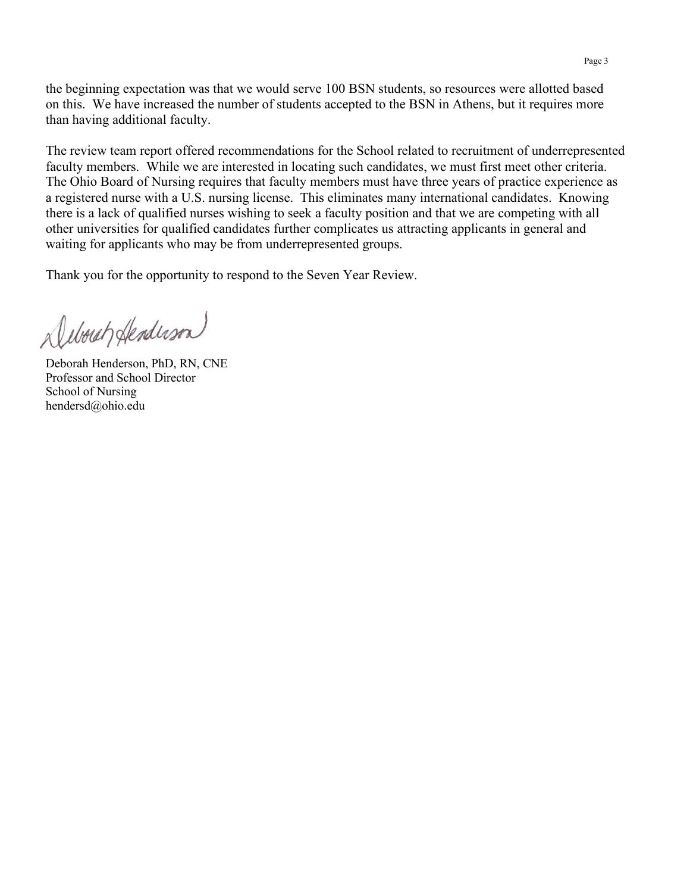the beginning expectation was that we would serve 100 BSN students, so resources were allotted based on this. We have increased the number of students accepted to the BSN in Athens, but it requires more than having additional faculty.

The review team report offered recommendations for the School related to recruitment of underrepresented faculty members. While we are interested in locating such candidates, we must first meet other criteria. The Ohio Board of Nursing requires that faculty members must have three years of practice experience as a registered nurse with a U.S. nursing license. This eliminates many international candidates. Knowing there is a lack of qualified nurses wishing to seek a faculty position and that we are competing with all other universities for qualified candidates further complicates us attracting applicants in general and waiting for applicants who may be from underrepresented groups.

Thank you for the opportunity to respond to the Seven Year Review.

Deborah Henderson, PhD, RN, CNE
Professor and School Director
School of Nursing
hendersd@ohio.edu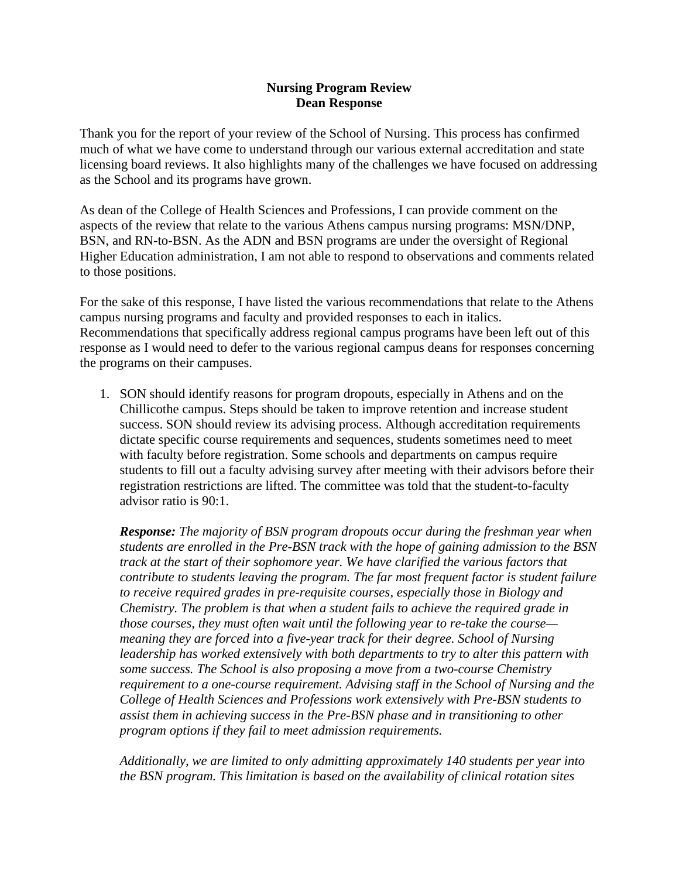**Nursing Program Review**
**Dean Response**

Thank you for the report of your review of the School of Nursing. This process has confirmed much of what we have come to understand through our various external accreditation and state licensing board reviews. It also highlights many of the challenges we have focused on addressing as the School and its programs have grown.

As dean of the College of Health Sciences and Professions, I can provide comment on the aspects of the review that relate to the various Athens campus nursing programs: MSN/DNP, BSN, and RN-to-BSN. As the ADN and BSN programs are under the oversight of Regional Higher Education administration, I am not able to respond to observations and comments related to those positions.

For the sake of this response, I have listed the various recommendations that relate to the Athens campus nursing programs and faculty and provided responses to each in italics. Recommendations that specifically address regional campus programs have been left out of this response as I would need to defer to the various regional campus deans for responses concerning the programs on their campuses.

1. SON should identify reasons for program dropouts, especially in Athens and on the Chillicothe campus. Steps should be taken to improve retention and increase student success. SON should review its advising process. Although accreditation requirements dictate specific course requirements and sequences, students sometimes need to meet with faculty before registration. Some schools and departments on campus require students to fill out a faculty advising survey after meeting with their advisors before their registration restrictions are lifted. The committee was told that the student-to-faculty advisor ratio is 90:1.

   ***Response:*** *The majority of BSN program dropouts occur during the freshman year when students are enrolled in the Pre-BSN track with the hope of gaining admission to the BSN track at the start of their sophomore year. We have clarified the various factors that contribute to students leaving the program. The far most frequent factor is student failure to receive required grades in pre-requisite courses, especially those in Biology and Chemistry. The problem is that when a student fails to achieve the required grade in those courses, they must often wait until the following year to re-take the course—meaning they are forced into a five-year track for their degree. School of Nursing leadership has worked extensively with both departments to try to alter this pattern with some success. The School is also proposing a move from a two-course Chemistry requirement to a one-course requirement. Advising staff in the School of Nursing and the College of Health Sciences and Professions work extensively with Pre-BSN students to assist them in achieving success in the Pre-BSN phase and in transitioning to other program options if they fail to meet admission requirements.*

   *Additionally, we are limited to only admitting approximately 140 students per year into the BSN program. This limitation is based on the availability of clinical rotation sites*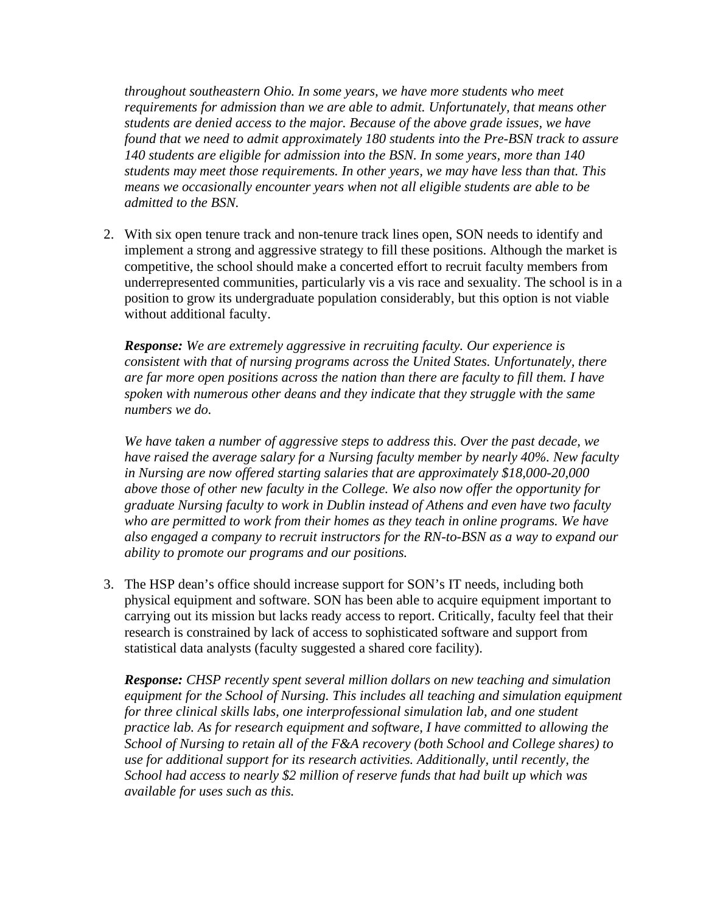*throughout southeastern Ohio. In some years, we have more students who meet requirements for admission than we are able to admit. Unfortunately, that means other students are denied access to the major. Because of the above grade issues, we have found that we need to admit approximately 180 students into the Pre-BSN track to assure 140 students are eligible for admission into the BSN. In some years, more than 140 students may meet those requirements. In other years, we may have less than that. This means we occasionally encounter years when not all eligible students are able to be admitted to the BSN.*

2. With six open tenure track and non-tenure track lines open, SON needs to identify and implement a strong and aggressive strategy to fill these positions. Although the market is competitive, the school should make a concerted effort to recruit faculty members from underrepresented communities, particularly vis a vis race and sexuality. The school is in a position to grow its undergraduate population considerably, but this option is not viable without additional faculty.

   ***Response:*** *We are extremely aggressive in recruiting faculty. Our experience is consistent with that of nursing programs across the United States. Unfortunately, there are far more open positions across the nation than there are faculty to fill them. I have spoken with numerous other deans and they indicate that they struggle with the same numbers we do.*

   *We have taken a number of aggressive steps to address this. Over the past decade, we have raised the average salary for a Nursing faculty member by nearly 40%. New faculty in Nursing are now offered starting salaries that are approximately $18,000-20,000 above those of other new faculty in the College. We also now offer the opportunity for graduate Nursing faculty to work in Dublin instead of Athens and even have two faculty who are permitted to work from their homes as they teach in online programs. We have also engaged a company to recruit instructors for the RN-to-BSN as a way to expand our ability to promote our programs and our positions.*

3. The HSP dean's office should increase support for SON's IT needs, including both physical equipment and software. SON has been able to acquire equipment important to carrying out its mission but lacks ready access to report. Critically, faculty feel that their research is constrained by lack of access to sophisticated software and support from statistical data analysts (faculty suggested a shared core facility).

   ***Response:*** *CHSP recently spent several million dollars on new teaching and simulation equipment for the School of Nursing. This includes all teaching and simulation equipment for three clinical skills labs, one interprofessional simulation lab, and one student practice lab. As for research equipment and software, I have committed to allowing the School of Nursing to retain all of the F&A recovery (both School and College shares) to use for additional support for its research activities. Additionally, until recently, the School had access to nearly $2 million of reserve funds that had built up which was available for uses such as this.*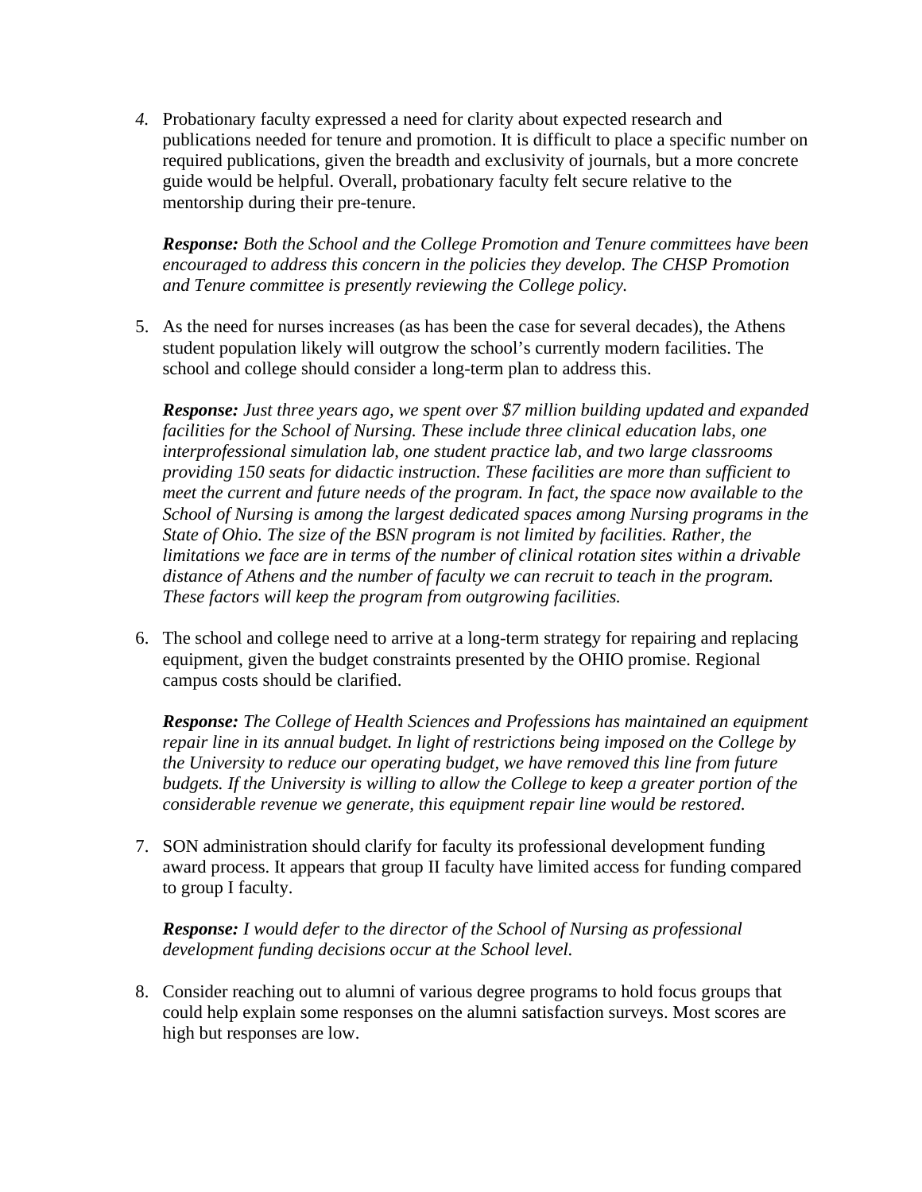4. Probationary faculty expressed a need for clarity about expected research and publications needed for tenure and promotion. It is difficult to place a specific number on required publications, given the breadth and exclusivity of journals, but a more concrete guide would be helpful. Overall, probationary faculty felt secure relative to the mentorship during their pre-tenure.

   ***Response:*** *Both the School and the College Promotion and Tenure committees have been encouraged to address this concern in the policies they develop. The CHSP Promotion and Tenure committee is presently reviewing the College policy.*

5. As the need for nurses increases (as has been the case for several decades), the Athens student population likely will outgrow the school's currently modern facilities. The school and college should consider a long-term plan to address this.

   ***Response:*** *Just three years ago, we spent over $7 million building updated and expanded facilities for the School of Nursing. These include three clinical education labs, one interprofessional simulation lab, one student practice lab, and two large classrooms providing 150 seats for didactic instruction. These facilities are more than sufficient to meet the current and future needs of the program. In fact, the space now available to the School of Nursing is among the largest dedicated spaces among Nursing programs in the State of Ohio. The size of the BSN program is not limited by facilities. Rather, the limitations we face are in terms of the number of clinical rotation sites within a drivable distance of Athens and the number of faculty we can recruit to teach in the program. These factors will keep the program from outgrowing facilities.*

6. The school and college need to arrive at a long-term strategy for repairing and replacing equipment, given the budget constraints presented by the OHIO promise. Regional campus costs should be clarified.

   ***Response:*** *The College of Health Sciences and Professions has maintained an equipment repair line in its annual budget. In light of restrictions being imposed on the College by the University to reduce our operating budget, we have removed this line from future budgets. If the University is willing to allow the College to keep a greater portion of the considerable revenue we generate, this equipment repair line would be restored.*

7. SON administration should clarify for faculty its professional development funding award process. It appears that group II faculty have limited access for funding compared to group I faculty.

   ***Response:*** *I would defer to the director of the School of Nursing as professional development funding decisions occur at the School level.*

8. Consider reaching out to alumni of various degree programs to hold focus groups that could help explain some responses on the alumni satisfaction surveys. Most scores are high but responses are low.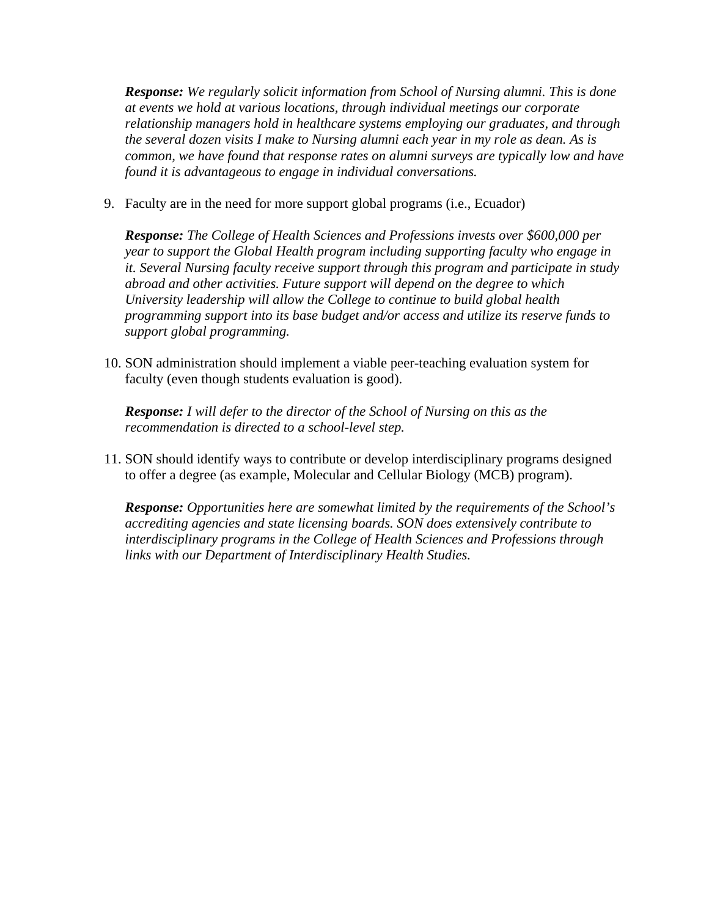***Response:*** *We regularly solicit information from School of Nursing alumni. This is done at events we hold at various locations, through individual meetings our corporate relationship managers hold in healthcare systems employing our graduates, and through the several dozen visits I make to Nursing alumni each year in my role as dean. As is common, we have found that response rates on alumni surveys are typically low and have found it is advantageous to engage in individual conversations.*

9. Faculty are in the need for more support global programs (i.e., Ecuador)

   ***Response:*** *The College of Health Sciences and Professions invests over $600,000 per year to support the Global Health program including supporting faculty who engage in it. Several Nursing faculty receive support through this program and participate in study abroad and other activities. Future support will depend on the degree to which University leadership will allow the College to continue to build global health programming support into its base budget and/or access and utilize its reserve funds to support global programming.*

10. SON administration should implement a viable peer-teaching evaluation system for faculty (even though students evaluation is good).

    ***Response:*** *I will defer to the director of the School of Nursing on this as the recommendation is directed to a school-level step.*

11. SON should identify ways to contribute or develop interdisciplinary programs designed to offer a degree (as example, Molecular and Cellular Biology (MCB) program).

    ***Response:*** *Opportunities here are somewhat limited by the requirements of the School's accrediting agencies and state licensing boards. SON does extensively contribute to interdisciplinary programs in the College of Health Sciences and Professions through links with our Department of Interdisciplinary Health Studies.*